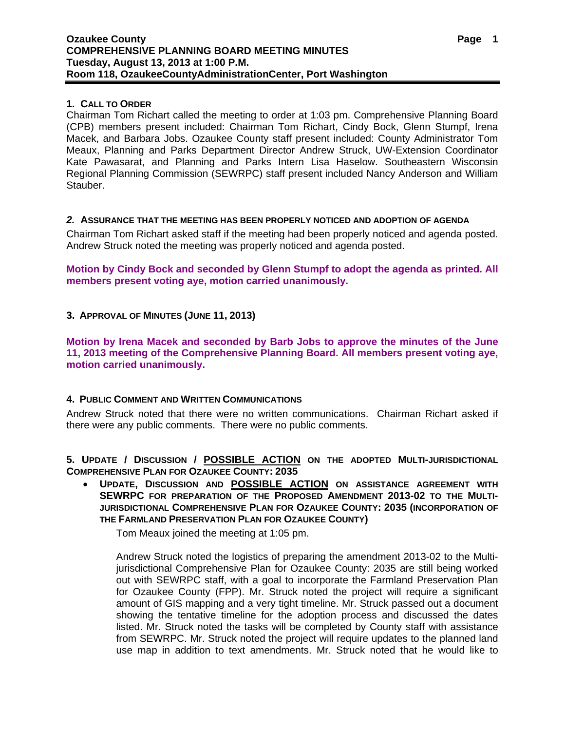# Ozaukee County
## COMPREHENSIVE PLANNING BOARD MEETING MINUTES
**Tuesday, August 13, 2013 at 1:00 P.M.**
**Room 118, OzaukeeCountyAdministrationCenter, Port Washington**

### 1. CALL TO ORDER

Chairman Tom Richart called the meeting to order at 1:03 pm. Comprehensive Planning Board (CPB) members present included: Chairman Tom Richart, Cindy Bock, Glenn Stumpf, Irena Macek, and Barbara Jobs. Ozaukee County staff present included: County Administrator Tom Meaux, Planning and Parks Department Director Andrew Struck, UW-Extension Coordinator Kate Pawasarat, and Planning and Parks Intern Lisa Haselow. Southeastern Wisconsin Regional Planning Commission (SEWRPC) staff present included Nancy Anderson and William Stauber.

### *2.* ASSURANCE THAT THE MEETING HAS BEEN PROPERLY NOTICED AND ADOPTION OF AGENDA

Chairman Tom Richart asked staff if the meeting had been properly noticed and agenda posted. Andrew Struck noted the meeting was properly noticed and agenda posted.

**Motion by Cindy Bock and seconded by Glenn Stumpf to adopt the agenda as printed. All members present voting aye, motion carried unanimously.**

### 3. APPROVAL OF MINUTES (JUNE 11, 2013)

**Motion by Irena Macek and seconded by Barb Jobs to approve the minutes of the June 11, 2013 meeting of the Comprehensive Planning Board. All members present voting aye, motion carried unanimously.**

### 4. PUBLIC COMMENT AND WRITTEN COMMUNICATIONS

Andrew Struck noted that there were no written communications. Chairman Richart asked if there were any public comments. There were no public comments.

### 5. UPDATE / DISCUSSION / POSSIBLE ACTION ON THE ADOPTED MULTI-JURISDICTIONAL COMPREHENSIVE PLAN FOR OZAUKEE COUNTY: 2035

- **UPDATE, DISCUSSION AND POSSIBLE ACTION ON ASSISTANCE AGREEMENT WITH SEWRPC FOR PREPARATION OF THE PROPOSED AMENDMENT 2013-02 TO THE MULTI-JURISDICTIONAL COMPREHENSIVE PLAN FOR OZAUKEE COUNTY: 2035 (INCORPORATION OF THE FARMLAND PRESERVATION PLAN FOR OZAUKEE COUNTY)**

  Tom Meaux joined the meeting at 1:05 pm.

  Andrew Struck noted the logistics of preparing the amendment 2013-02 to the Multi-jurisdictional Comprehensive Plan for Ozaukee County: 2035 are still being worked out with SEWRPC staff, with a goal to incorporate the Farmland Preservation Plan for Ozaukee County (FPP). Mr. Struck noted the project will require a significant amount of GIS mapping and a very tight timeline. Mr. Struck passed out a document showing the tentative timeline for the adoption process and discussed the dates listed. Mr. Struck noted the tasks will be completed by County staff with assistance from SEWRPC. Mr. Struck noted the project will require updates to the planned land use map in addition to text amendments. Mr. Struck noted that he would like to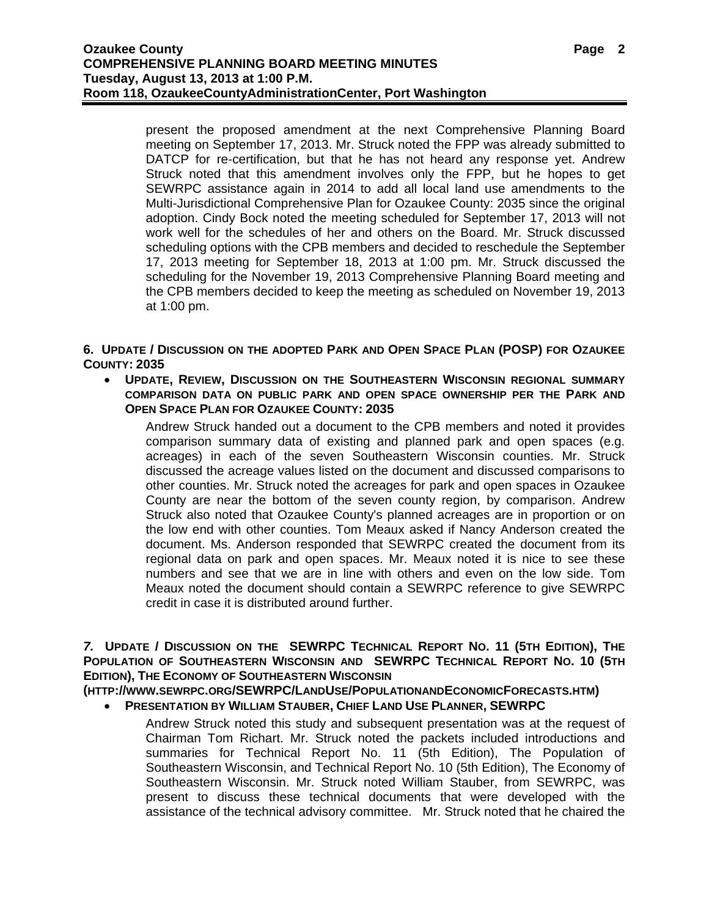present the proposed amendment at the next Comprehensive Planning Board meeting on September 17, 2013. Mr. Struck noted the FPP was already submitted to DATCP for re-certification, but that he has not heard any response yet. Andrew Struck noted that this amendment involves only the FPP, but he hopes to get SEWRPC assistance again in 2014 to add all local land use amendments to the Multi-Jurisdictional Comprehensive Plan for Ozaukee County: 2035 since the original adoption. Cindy Bock noted the meeting scheduled for September 17, 2013 will not work well for the schedules of her and others on the Board. Mr. Struck discussed scheduling options with the CPB members and decided to reschedule the September 17, 2013 meeting for September 18, 2013 at 1:00 pm. Mr. Struck discussed the scheduling for the November 19, 2013 Comprehensive Planning Board meeting and the CPB members decided to keep the meeting as scheduled on November 19, 2013 at 1:00 pm.

**6. UPDATE / DISCUSSION ON THE ADOPTED PARK AND OPEN SPACE PLAN (POSP) FOR OZAUKEE COUNTY: 2035**

- **UPDATE, REVIEW, DISCUSSION ON THE SOUTHEASTERN WISCONSIN REGIONAL SUMMARY COMPARISON DATA ON PUBLIC PARK AND OPEN SPACE OWNERSHIP PER THE PARK AND OPEN SPACE PLAN FOR OZAUKEE COUNTY: 2035**

  Andrew Struck handed out a document to the CPB members and noted it provides comparison summary data of existing and planned park and open spaces (e.g. acreages) in each of the seven Southeastern Wisconsin counties. Mr. Struck discussed the acreage values listed on the document and discussed comparisons to other counties. Mr. Struck noted the acreages for park and open spaces in Ozaukee County are near the bottom of the seven county region, by comparison. Andrew Struck also noted that Ozaukee County's planned acreages are in proportion or on the low end with other counties. Tom Meaux asked if Nancy Anderson created the document. Ms. Anderson responded that SEWRPC created the document from its regional data on park and open spaces. Mr. Meaux noted it is nice to see these numbers and see that we are in line with others and even on the low side. Tom Meaux noted the document should contain a SEWRPC reference to give SEWRPC credit in case it is distributed around further.

***7.* UPDATE / DISCUSSION ON THE SEWRPC TECHNICAL REPORT NO. 11 (5TH EDITION), THE POPULATION OF SOUTHEASTERN WISCONSIN AND SEWRPC TECHNICAL REPORT NO. 10 (5TH EDITION), THE ECONOMY OF SOUTHEASTERN WISCONSIN (HTTP://WWW.SEWRPC.ORG/SEWRPC/LANDUSE/POPULATIONANDECONOMICFORECASTS.HTM)**

- **PRESENTATION BY WILLIAM STAUBER, CHIEF LAND USE PLANNER, SEWRPC**

  Andrew Struck noted this study and subsequent presentation was at the request of Chairman Tom Richart. Mr. Struck noted the packets included introductions and summaries for Technical Report No. 11 (5th Edition), The Population of Southeastern Wisconsin, and Technical Report No. 10 (5th Edition), The Economy of Southeastern Wisconsin. Mr. Struck noted William Stauber, from SEWRPC, was present to discuss these technical documents that were developed with the assistance of the technical advisory committee. Mr. Struck noted that he chaired the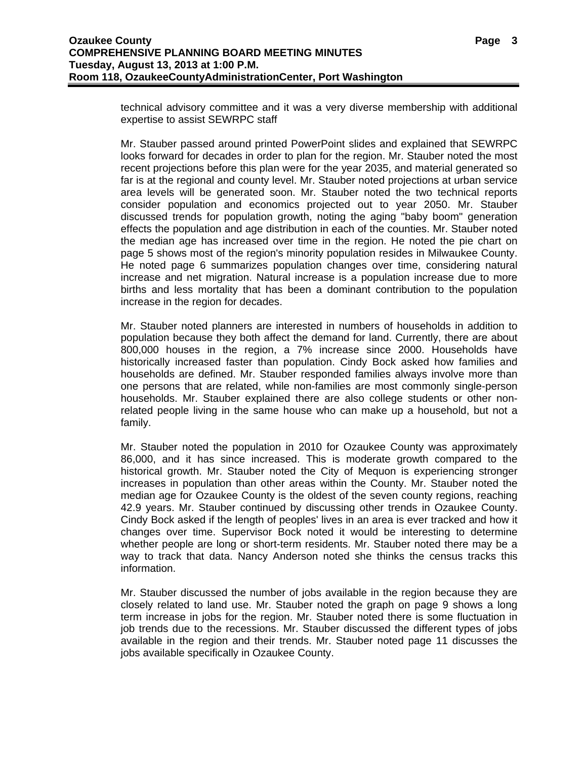technical advisory committee and it was a very diverse membership with additional expertise to assist SEWRPC staff

Mr. Stauber passed around printed PowerPoint slides and explained that SEWRPC looks forward for decades in order to plan for the region. Mr. Stauber noted the most recent projections before this plan were for the year 2035, and material generated so far is at the regional and county level. Mr. Stauber noted projections at urban service area levels will be generated soon. Mr. Stauber noted the two technical reports consider population and economics projected out to year 2050. Mr. Stauber discussed trends for population growth, noting the aging "baby boom" generation effects the population and age distribution in each of the counties. Mr. Stauber noted the median age has increased over time in the region. He noted the pie chart on page 5 shows most of the region's minority population resides in Milwaukee County. He noted page 6 summarizes population changes over time, considering natural increase and net migration. Natural increase is a population increase due to more births and less mortality that has been a dominant contribution to the population increase in the region for decades.

Mr. Stauber noted planners are interested in numbers of households in addition to population because they both affect the demand for land. Currently, there are about 800,000 houses in the region, a 7% increase since 2000. Households have historically increased faster than population. Cindy Bock asked how families and households are defined. Mr. Stauber responded families always involve more than one persons that are related, while non-families are most commonly single-person households. Mr. Stauber explained there are also college students or other non-related people living in the same house who can make up a household, but not a family.

Mr. Stauber noted the population in 2010 for Ozaukee County was approximately 86,000, and it has since increased. This is moderate growth compared to the historical growth. Mr. Stauber noted the City of Mequon is experiencing stronger increases in population than other areas within the County. Mr. Stauber noted the median age for Ozaukee County is the oldest of the seven county regions, reaching 42.9 years. Mr. Stauber continued by discussing other trends in Ozaukee County. Cindy Bock asked if the length of peoples' lives in an area is ever tracked and how it changes over time. Supervisor Bock noted it would be interesting to determine whether people are long or short-term residents. Mr. Stauber noted there may be a way to track that data. Nancy Anderson noted she thinks the census tracks this information.

Mr. Stauber discussed the number of jobs available in the region because they are closely related to land use. Mr. Stauber noted the graph on page 9 shows a long term increase in jobs for the region. Mr. Stauber noted there is some fluctuation in job trends due to the recessions. Mr. Stauber discussed the different types of jobs available in the region and their trends. Mr. Stauber noted page 11 discusses the jobs available specifically in Ozaukee County.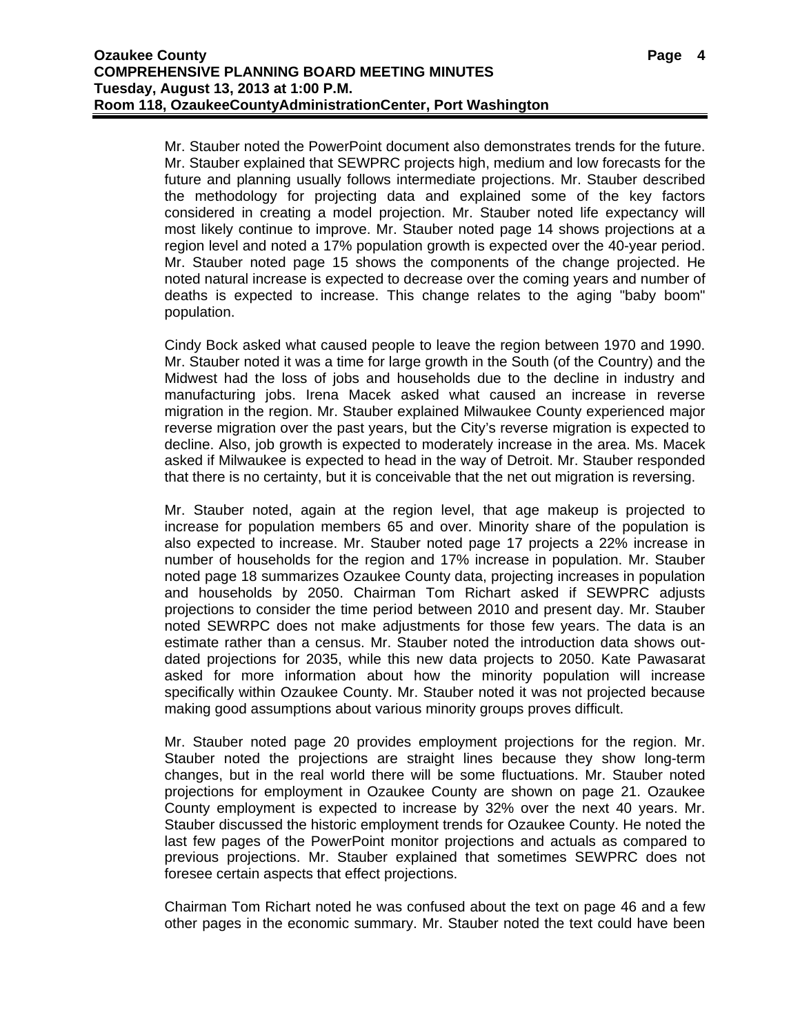Mr. Stauber noted the PowerPoint document also demonstrates trends for the future. Mr. Stauber explained that SEWPRC projects high, medium and low forecasts for the future and planning usually follows intermediate projections. Mr. Stauber described the methodology for projecting data and explained some of the key factors considered in creating a model projection. Mr. Stauber noted life expectancy will most likely continue to improve. Mr. Stauber noted page 14 shows projections at a region level and noted a 17% population growth is expected over the 40-year period. Mr. Stauber noted page 15 shows the components of the change projected. He noted natural increase is expected to decrease over the coming years and number of deaths is expected to increase. This change relates to the aging "baby boom" population.

Cindy Bock asked what caused people to leave the region between 1970 and 1990. Mr. Stauber noted it was a time for large growth in the South (of the Country) and the Midwest had the loss of jobs and households due to the decline in industry and manufacturing jobs. Irena Macek asked what caused an increase in reverse migration in the region. Mr. Stauber explained Milwaukee County experienced major reverse migration over the past years, but the City's reverse migration is expected to decline. Also, job growth is expected to moderately increase in the area. Ms. Macek asked if Milwaukee is expected to head in the way of Detroit. Mr. Stauber responded that there is no certainty, but it is conceivable that the net out migration is reversing.

Mr. Stauber noted, again at the region level, that age makeup is projected to increase for population members 65 and over. Minority share of the population is also expected to increase. Mr. Stauber noted page 17 projects a 22% increase in number of households for the region and 17% increase in population. Mr. Stauber noted page 18 summarizes Ozaukee County data, projecting increases in population and households by 2050. Chairman Tom Richart asked if SEWPRC adjusts projections to consider the time period between 2010 and present day. Mr. Stauber noted SEWRPC does not make adjustments for those few years. The data is an estimate rather than a census. Mr. Stauber noted the introduction data shows out-dated projections for 2035, while this new data projects to 2050. Kate Pawasarat asked for more information about how the minority population will increase specifically within Ozaukee County. Mr. Stauber noted it was not projected because making good assumptions about various minority groups proves difficult.

Mr. Stauber noted page 20 provides employment projections for the region. Mr. Stauber noted the projections are straight lines because they show long-term changes, but in the real world there will be some fluctuations. Mr. Stauber noted projections for employment in Ozaukee County are shown on page 21. Ozaukee County employment is expected to increase by 32% over the next 40 years. Mr. Stauber discussed the historic employment trends for Ozaukee County. He noted the last few pages of the PowerPoint monitor projections and actuals as compared to previous projections. Mr. Stauber explained that sometimes SEWPRC does not foresee certain aspects that effect projections.

Chairman Tom Richart noted he was confused about the text on page 46 and a few other pages in the economic summary. Mr. Stauber noted the text could have been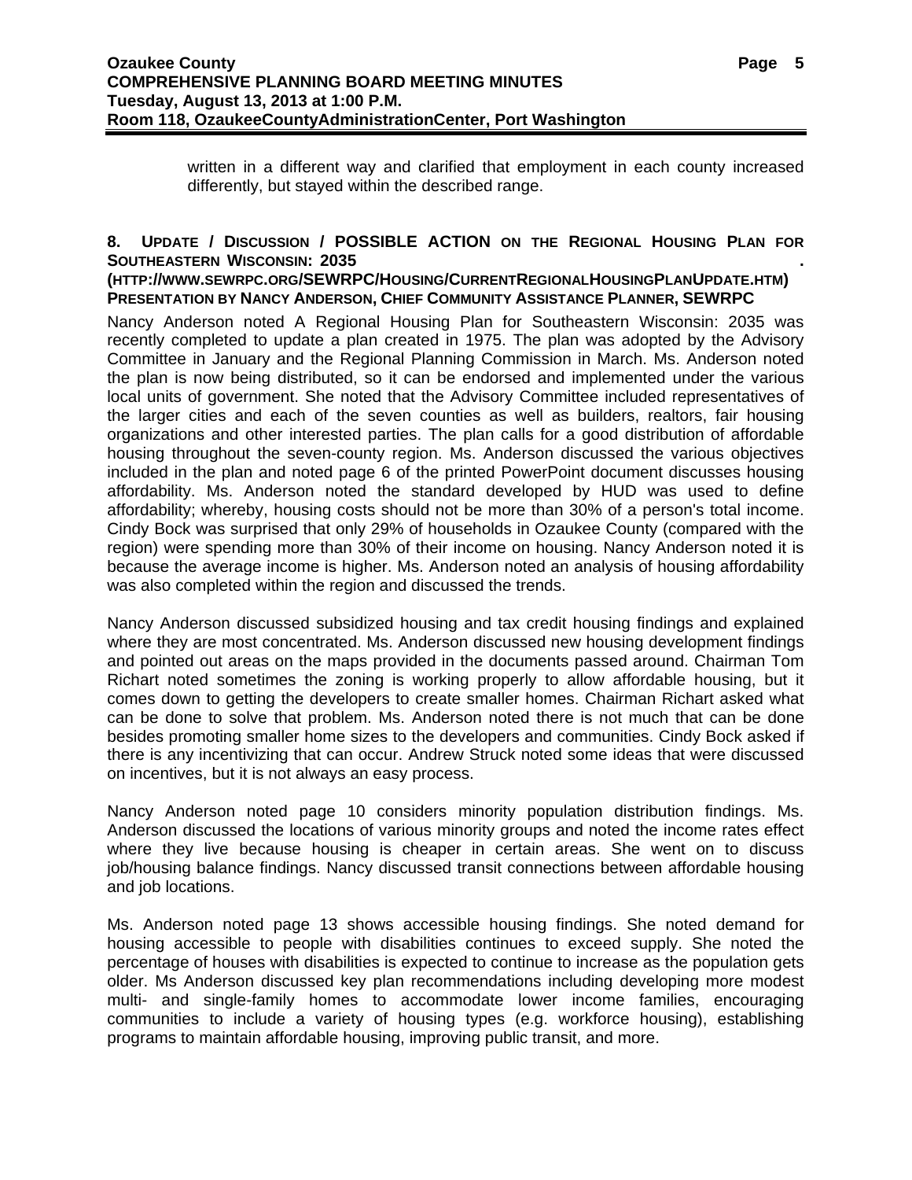written in a different way and clarified that employment in each county increased differently, but stayed within the described range.

## 8. UPDATE / DISCUSSION / POSSIBLE ACTION ON THE REGIONAL HOUSING PLAN FOR SOUTHEASTERN WISCONSIN: 2035 . (HTTP://WWW.SEWRPC.ORG/SEWRPC/HOUSING/CURRENTREGIONALHOUSINGPLANUPDATE.HTM) PRESENTATION BY NANCY ANDERSON, CHIEF COMMUNITY ASSISTANCE PLANNER, SEWRPC

Nancy Anderson noted A Regional Housing Plan for Southeastern Wisconsin: 2035 was recently completed to update a plan created in 1975. The plan was adopted by the Advisory Committee in January and the Regional Planning Commission in March. Ms. Anderson noted the plan is now being distributed, so it can be endorsed and implemented under the various local units of government. She noted that the Advisory Committee included representatives of the larger cities and each of the seven counties as well as builders, realtors, fair housing organizations and other interested parties. The plan calls for a good distribution of affordable housing throughout the seven-county region. Ms. Anderson discussed the various objectives included in the plan and noted page 6 of the printed PowerPoint document discusses housing affordability. Ms. Anderson noted the standard developed by HUD was used to define affordability; whereby, housing costs should not be more than 30% of a person's total income. Cindy Bock was surprised that only 29% of households in Ozaukee County (compared with the region) were spending more than 30% of their income on housing. Nancy Anderson noted it is because the average income is higher. Ms. Anderson noted an analysis of housing affordability was also completed within the region and discussed the trends.

Nancy Anderson discussed subsidized housing and tax credit housing findings and explained where they are most concentrated. Ms. Anderson discussed new housing development findings and pointed out areas on the maps provided in the documents passed around. Chairman Tom Richart noted sometimes the zoning is working properly to allow affordable housing, but it comes down to getting the developers to create smaller homes. Chairman Richart asked what can be done to solve that problem. Ms. Anderson noted there is not much that can be done besides promoting smaller home sizes to the developers and communities. Cindy Bock asked if there is any incentivizing that can occur. Andrew Struck noted some ideas that were discussed on incentives, but it is not always an easy process.

Nancy Anderson noted page 10 considers minority population distribution findings. Ms. Anderson discussed the locations of various minority groups and noted the income rates effect where they live because housing is cheaper in certain areas. She went on to discuss job/housing balance findings. Nancy discussed transit connections between affordable housing and job locations.

Ms. Anderson noted page 13 shows accessible housing findings. She noted demand for housing accessible to people with disabilities continues to exceed supply. She noted the percentage of houses with disabilities is expected to continue to increase as the population gets older. Ms Anderson discussed key plan recommendations including developing more modest multi- and single-family homes to accommodate lower income families, encouraging communities to include a variety of housing types (e.g. workforce housing), establishing programs to maintain affordable housing, improving public transit, and more.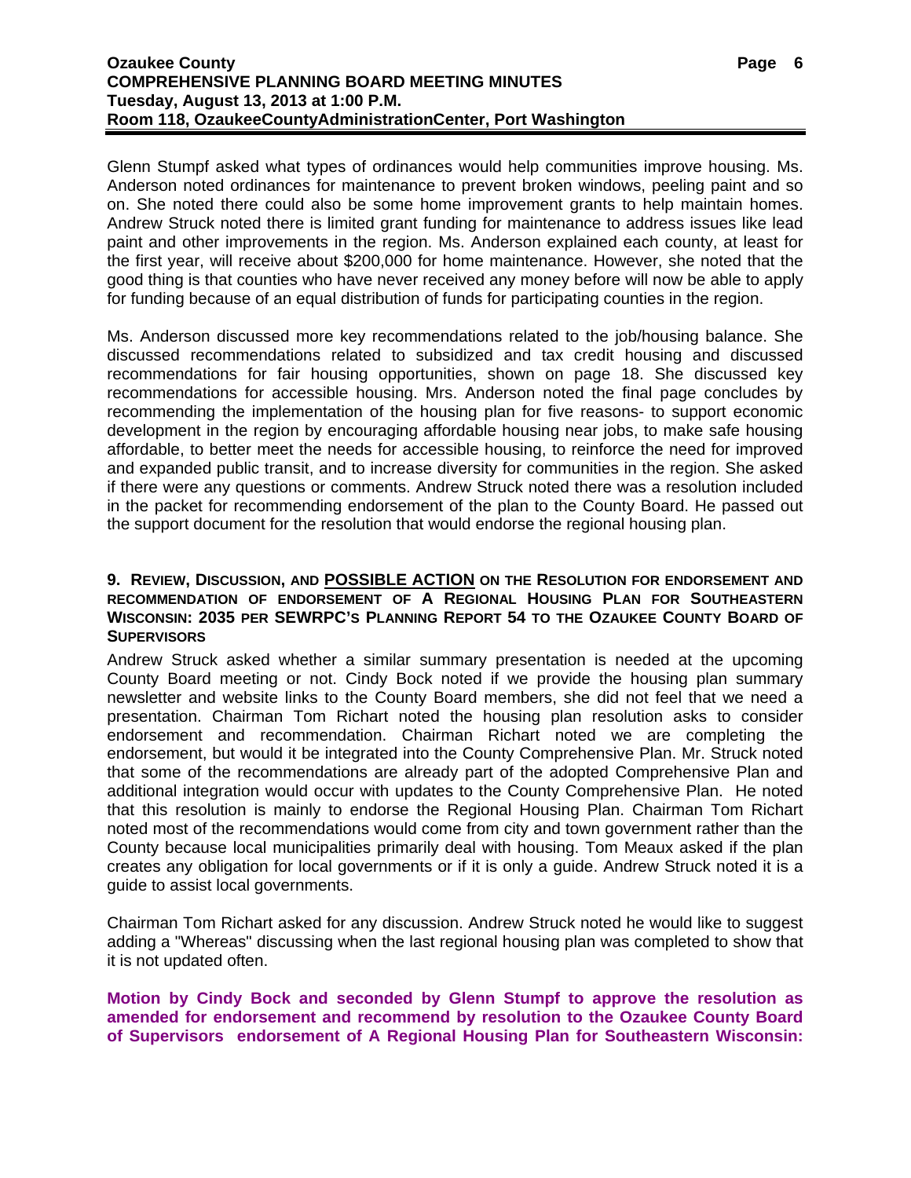Glenn Stumpf asked what types of ordinances would help communities improve housing. Ms. Anderson noted ordinances for maintenance to prevent broken windows, peeling paint and so on. She noted there could also be some home improvement grants to help maintain homes. Andrew Struck noted there is limited grant funding for maintenance to address issues like lead paint and other improvements in the region. Ms. Anderson explained each county, at least for the first year, will receive about $200,000 for home maintenance. However, she noted that the good thing is that counties who have never received any money before will now be able to apply for funding because of an equal distribution of funds for participating counties in the region.

Ms. Anderson discussed more key recommendations related to the job/housing balance. She discussed recommendations related to subsidized and tax credit housing and discussed recommendations for fair housing opportunities, shown on page 18. She discussed key recommendations for accessible housing. Mrs. Anderson noted the final page concludes by recommending the implementation of the housing plan for five reasons- to support economic development in the region by encouraging affordable housing near jobs, to make safe housing affordable, to better meet the needs for accessible housing, to reinforce the need for improved and expanded public transit, and to increase diversity for communities in the region. She asked if there were any questions or comments. Andrew Struck noted there was a resolution included in the packet for recommending endorsement of the plan to the County Board. He passed out the support document for the resolution that would endorse the regional housing plan.

**9. REVIEW, DISCUSSION, AND POSSIBLE ACTION ON THE RESOLUTION FOR ENDORSEMENT AND RECOMMENDATION OF ENDORSEMENT OF A REGIONAL HOUSING PLAN FOR SOUTHEASTERN WISCONSIN: 2035 PER SEWRPC'S PLANNING REPORT 54 TO THE OZAUKEE COUNTY BOARD OF SUPERVISORS**

Andrew Struck asked whether a similar summary presentation is needed at the upcoming County Board meeting or not. Cindy Bock noted if we provide the housing plan summary newsletter and website links to the County Board members, she did not feel that we need a presentation. Chairman Tom Richart noted the housing plan resolution asks to consider endorsement and recommendation. Chairman Richart noted we are completing the endorsement, but would it be integrated into the County Comprehensive Plan. Mr. Struck noted that some of the recommendations are already part of the adopted Comprehensive Plan and additional integration would occur with updates to the County Comprehensive Plan. He noted that this resolution is mainly to endorse the Regional Housing Plan. Chairman Tom Richart noted most of the recommendations would come from city and town government rather than the County because local municipalities primarily deal with housing. Tom Meaux asked if the plan creates any obligation for local governments or if it is only a guide. Andrew Struck noted it is a guide to assist local governments.

Chairman Tom Richart asked for any discussion. Andrew Struck noted he would like to suggest adding a "Whereas" discussing when the last regional housing plan was completed to show that it is not updated often.

**Motion by Cindy Bock and seconded by Glenn Stumpf to approve the resolution as amended for endorsement and recommend by resolution to the Ozaukee County Board of Supervisors endorsement of A Regional Housing Plan for Southeastern Wisconsin:**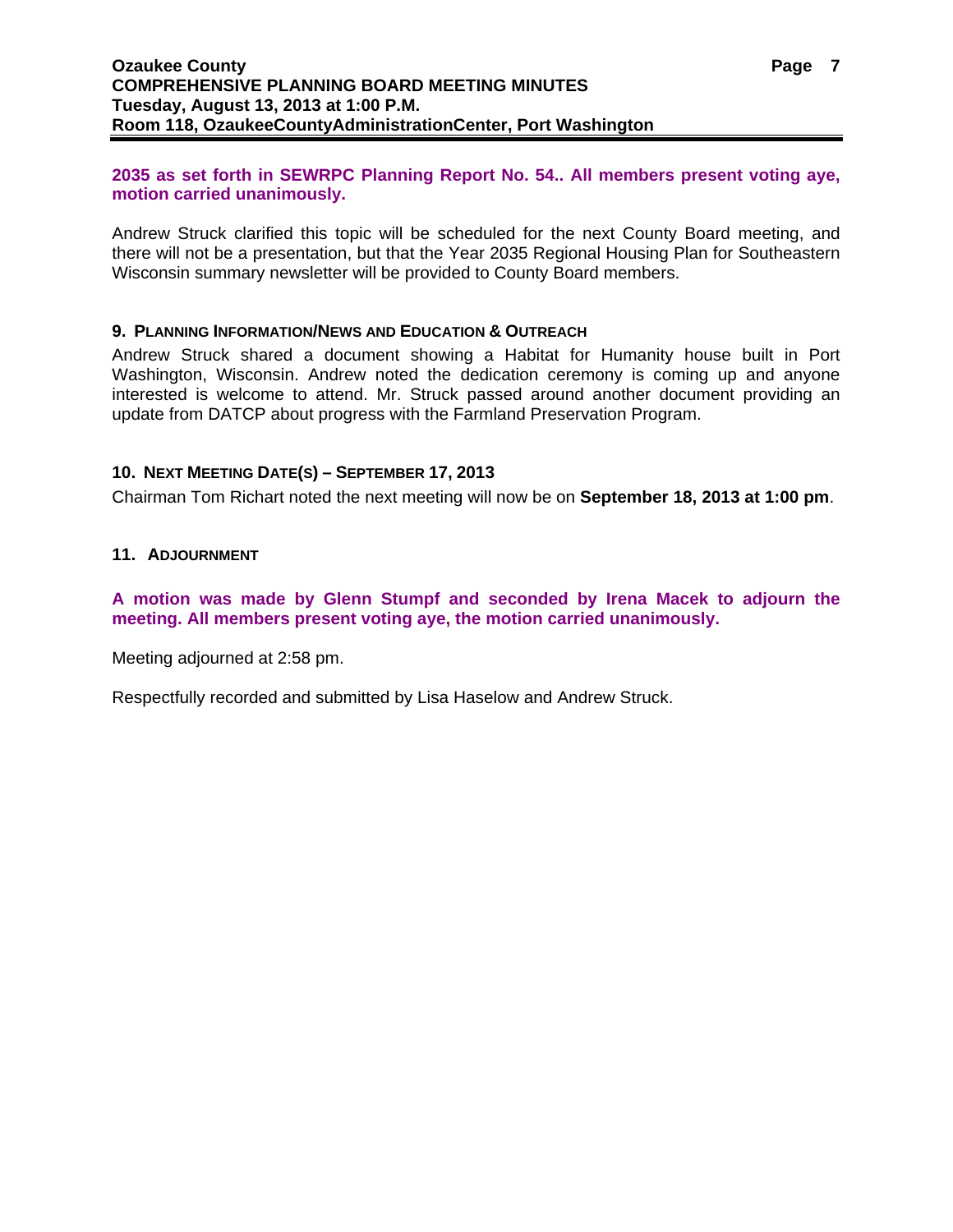**2035 as set forth in SEWRPC Planning Report No. 54.. All members present voting aye, motion carried unanimously.**

Andrew Struck clarified this topic will be scheduled for the next County Board meeting, and there will not be a presentation, but that the Year 2035 Regional Housing Plan for Southeastern Wisconsin summary newsletter will be provided to County Board members.

### 9. PLANNING INFORMATION/NEWS AND EDUCATION & OUTREACH

Andrew Struck shared a document showing a Habitat for Humanity house built in Port Washington, Wisconsin. Andrew noted the dedication ceremony is coming up and anyone interested is welcome to attend. Mr. Struck passed around another document providing an update from DATCP about progress with the Farmland Preservation Program.

### 10. NEXT MEETING DATE(S) – SEPTEMBER 17, 2013

Chairman Tom Richart noted the next meeting will now be on **September 18, 2013 at 1:00 pm**.

### 11. ADJOURNMENT

**A motion was made by Glenn Stumpf and seconded by Irena Macek to adjourn the meeting. All members present voting aye, the motion carried unanimously.**

Meeting adjourned at 2:58 pm.

Respectfully recorded and submitted by Lisa Haselow and Andrew Struck.